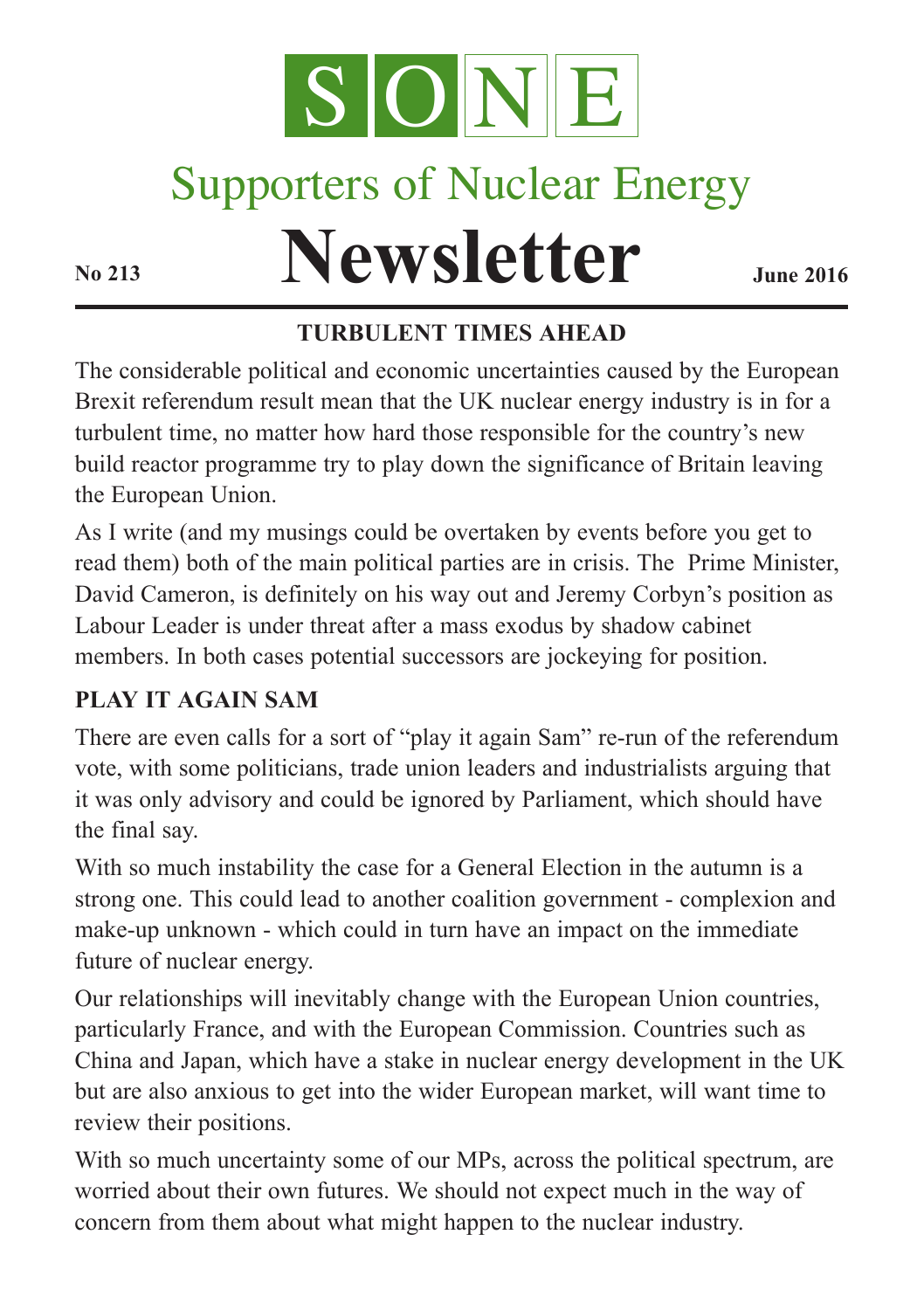# SONE

## Supporters of Nuclear Energy

# Newsletter

**No 213** **June 2016**

### TURBULENT TIMES AHEAD

The considerable political and economic uncertainties caused by the European Brexit referendum result mean that the UK nuclear energy industry is in for a turbulent time, no matter how hard those responsible for the country's new build reactor programme try to play down the significance of Britain leaving the European Union.

As I write (and my musings could be overtaken by events before you get to read them) both of the main political parties are in crisis. The Prime Minister, David Cameron, is definitely on his way out and Jeremy Corbyn's position as Labour Leader is under threat after a mass exodus by shadow cabinet members. In both cases potential successors are jockeying for position.

### PLAY IT AGAIN SAM

There are even calls for a sort of "play it again Sam" re-run of the referendum vote, with some politicians, trade union leaders and industrialists arguing that it was only advisory and could be ignored by Parliament, which should have the final say.

With so much instability the case for a General Election in the autumn is a strong one. This could lead to another coalition government - complexion and make-up unknown - which could in turn have an impact on the immediate future of nuclear energy.

Our relationships will inevitably change with the European Union countries, particularly France, and with the European Commission. Countries such as China and Japan, which have a stake in nuclear energy development in the UK but are also anxious to get into the wider European market, will want time to review their positions.

With so much uncertainty some of our MPs, across the political spectrum, are worried about their own futures. We should not expect much in the way of concern from them about what might happen to the nuclear industry.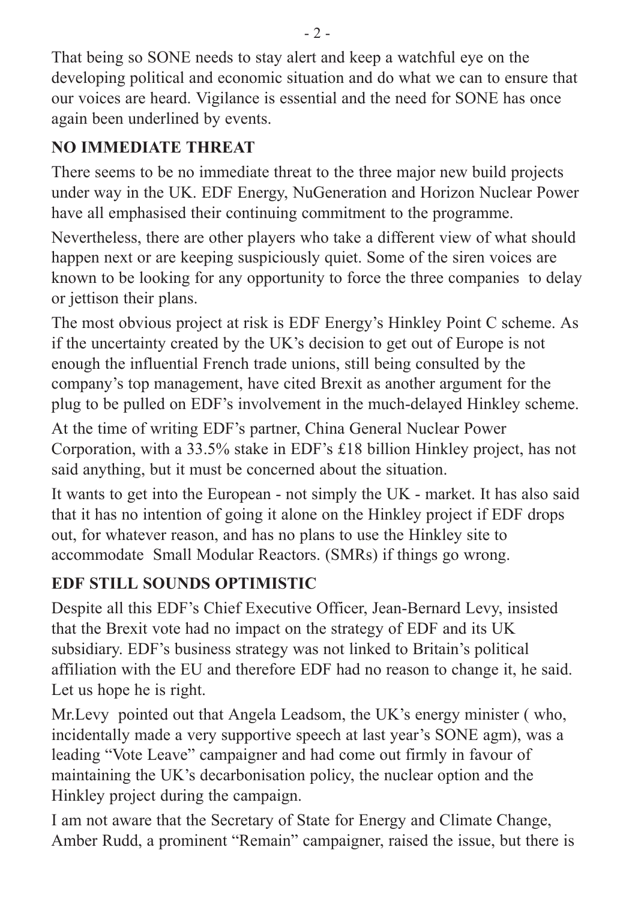That being so SONE needs to stay alert and keep a watchful eye on the developing political and economic situation and do what we can to ensure that our voices are heard. Vigilance is essential and the need for SONE has once again been underlined by events.

**NO IMMEDIATE THREAT**

There seems to be no immediate threat to the three major new build projects under way in the UK. EDF Energy, NuGeneration and Horizon Nuclear Power have all emphasised their continuing commitment to the programme.

Nevertheless, there are other players who take a different view of what should happen next or are keeping suspiciously quiet. Some of the siren voices are known to be looking for any opportunity to force the three companies to delay or jettison their plans.

The most obvious project at risk is EDF Energy's Hinkley Point C scheme. As if the uncertainty created by the UK's decision to get out of Europe is not enough the influential French trade unions, still being consulted by the company's top management, have cited Brexit as another argument for the plug to be pulled on EDF's involvement in the much-delayed Hinkley scheme.

At the time of writing EDF's partner, China General Nuclear Power Corporation, with a 33.5% stake in EDF's £18 billion Hinkley project, has not said anything, but it must be concerned about the situation.

It wants to get into the European - not simply the UK - market. It has also said that it has no intention of going it alone on the Hinkley project if EDF drops out, for whatever reason, and has no plans to use the Hinkley site to accommodate Small Modular Reactors. (SMRs) if things go wrong.

**EDF STILL SOUNDS OPTIMISTIC**

Despite all this EDF's Chief Executive Officer, Jean-Bernard Levy, insisted that the Brexit vote had no impact on the strategy of EDF and its UK subsidiary. EDF's business strategy was not linked to Britain's political affiliation with the EU and therefore EDF had no reason to change it, he said. Let us hope he is right.

Mr.Levy pointed out that Angela Leadsom, the UK's energy minister ( who, incidentally made a very supportive speech at last year's SONE agm), was a leading "Vote Leave" campaigner and had come out firmly in favour of maintaining the UK's decarbonisation policy, the nuclear option and the Hinkley project during the campaign.

I am not aware that the Secretary of State for Energy and Climate Change, Amber Rudd, a prominent "Remain" campaigner, raised the issue, but there is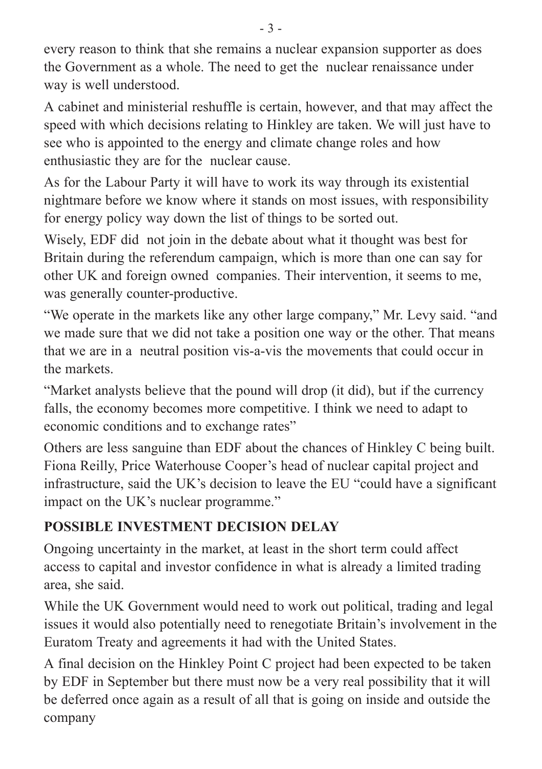every reason to think that she remains a nuclear expansion supporter as does the Government as a whole. The need to get the nuclear renaissance under way is well understood.

A cabinet and ministerial reshuffle is certain, however, and that may affect the speed with which decisions relating to Hinkley are taken. We will just have to see who is appointed to the energy and climate change roles and how enthusiastic they are for the nuclear cause.

As for the Labour Party it will have to work its way through its existential nightmare before we know where it stands on most issues, with responsibility for energy policy way down the list of things to be sorted out.

Wisely, EDF did not join in the debate about what it thought was best for Britain during the referendum campaign, which is more than one can say for other UK and foreign owned companies. Their intervention, it seems to me, was generally counter-productive.

"We operate in the markets like any other large company," Mr. Levy said. "and we made sure that we did not take a position one way or the other. That means that we are in a neutral position vis-a-vis the movements that could occur in the markets.

"Market analysts believe that the pound will drop (it did), but if the currency falls, the economy becomes more competitive. I think we need to adapt to economic conditions and to exchange rates"

Others are less sanguine than EDF about the chances of Hinkley C being built. Fiona Reilly, Price Waterhouse Cooper's head of nuclear capital project and infrastructure, said the UK's decision to leave the EU "could have a significant impact on the UK's nuclear programme."

**POSSIBLE INVESTMENT DECISION DELAY**

Ongoing uncertainty in the market, at least in the short term could affect access to capital and investor confidence in what is already a limited trading area, she said.

While the UK Government would need to work out political, trading and legal issues it would also potentially need to renegotiate Britain's involvement in the Euratom Treaty and agreements it had with the United States.

A final decision on the Hinkley Point C project had been expected to be taken by EDF in September but there must now be a very real possibility that it will be deferred once again as a result of all that is going on inside and outside the company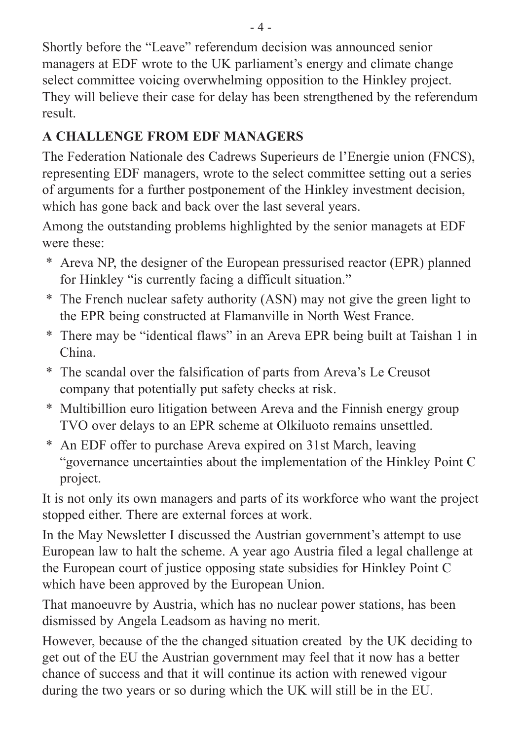Shortly before the "Leave" referendum decision was announced senior managers at EDF wrote to the UK parliament's energy and climate change select committee voicing overwhelming opposition to the Hinkley project. They will believe their case for delay has been strengthened by the referendum result.

## A CHALLENGE FROM EDF MANAGERS

The Federation Nationale des Cadrews Superieurs de l'Energie union (FNCS), representing EDF managers, wrote to the select committee setting out a series of arguments for a further postponement of the Hinkley investment decision, which has gone back and back over the last several years.

Among the outstanding problems highlighted by the senior managets at EDF were these:

* Areva NP, the designer of the European pressurised reactor (EPR) planned for Hinkley "is currently facing a difficult situation."
* The French nuclear safety authority (ASN) may not give the green light to the EPR being constructed at Flamanville in North West France.
* There may be "identical flaws" in an Areva EPR being built at Taishan 1 in China.
* The scandal over the falsification of parts from Areva's Le Creusot company that potentially put safety checks at risk.
* Multibillion euro litigation between Areva and the Finnish energy group TVO over delays to an EPR scheme at Olkiluoto remains unsettled.
* An EDF offer to purchase Areva expired on 31st March, leaving "governance uncertainties about the implementation of the Hinkley Point C project.

It is not only its own managers and parts of its workforce who want the project stopped either. There are external forces at work.

In the May Newsletter I discussed the Austrian government's attempt to use European law to halt the scheme. A year ago Austria filed a legal challenge at the European court of justice opposing state subsidies for Hinkley Point C which have been approved by the European Union.

That manoeuvre by Austria, which has no nuclear power stations, has been dismissed by Angela Leadsom as having no merit.

However, because of the the changed situation created by the UK deciding to get out of the EU the Austrian government may feel that it now has a better chance of success and that it will continue its action with renewed vigour during the two years or so during which the UK will still be in the EU.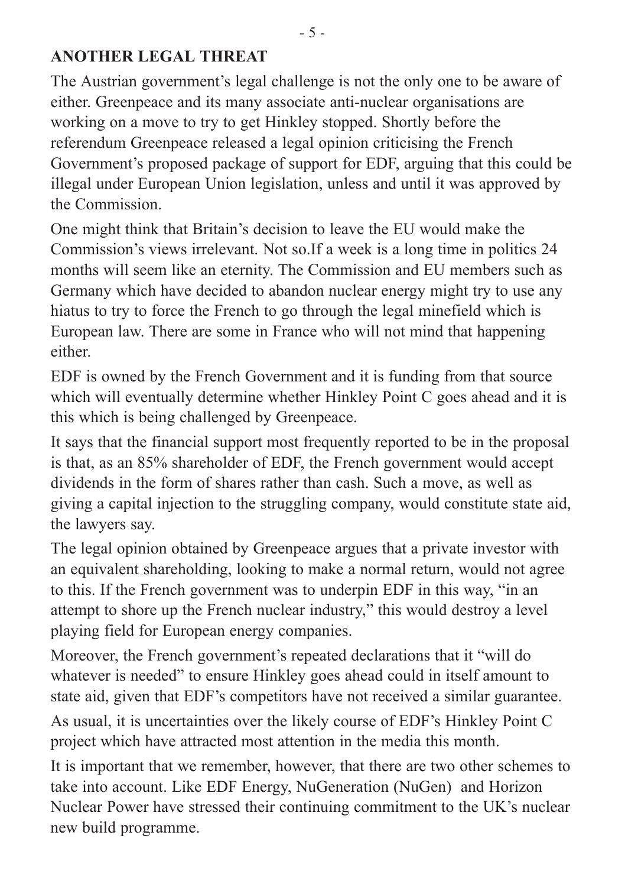## ANOTHER LEGAL THREAT

The Austrian government's legal challenge is not the only one to be aware of either. Greenpeace and its many associate anti-nuclear organisations are working on a move to try to get Hinkley stopped. Shortly before the referendum Greenpeace released a legal opinion criticising the French Government's proposed package of support for EDF, arguing that this could be illegal under European Union legislation, unless and until it was approved by the Commission.

One might think that Britain's decision to leave the EU would make the Commission's views irrelevant. Not so.If a week is a long time in politics 24 months will seem like an eternity. The Commission and EU members such as Germany which have decided to abandon nuclear energy might try to use any hiatus to try to force the French to go through the legal minefield which is European law. There are some in France who will not mind that happening either.

EDF is owned by the French Government and it is funding from that source which will eventually determine whether Hinkley Point C goes ahead and it is this which is being challenged by Greenpeace.

It says that the financial support most frequently reported to be in the proposal is that, as an 85% shareholder of EDF, the French government would accept dividends in the form of shares rather than cash. Such a move, as well as giving a capital injection to the struggling company, would constitute state aid, the lawyers say.

The legal opinion obtained by Greenpeace argues that a private investor with an equivalent shareholding, looking to make a normal return, would not agree to this. If the French government was to underpin EDF in this way, "in an attempt to shore up the French nuclear industry," this would destroy a level playing field for European energy companies.

Moreover, the French government's repeated declarations that it "will do whatever is needed" to ensure Hinkley goes ahead could in itself amount to state aid, given that EDF's competitors have not received a similar guarantee.

As usual, it is uncertainties over the likely course of EDF's Hinkley Point C project which have attracted most attention in the media this month.

It is important that we remember, however, that there are two other schemes to take into account. Like EDF Energy, NuGeneration (NuGen) and Horizon Nuclear Power have stressed their continuing commitment to the UK's nuclear new build programme.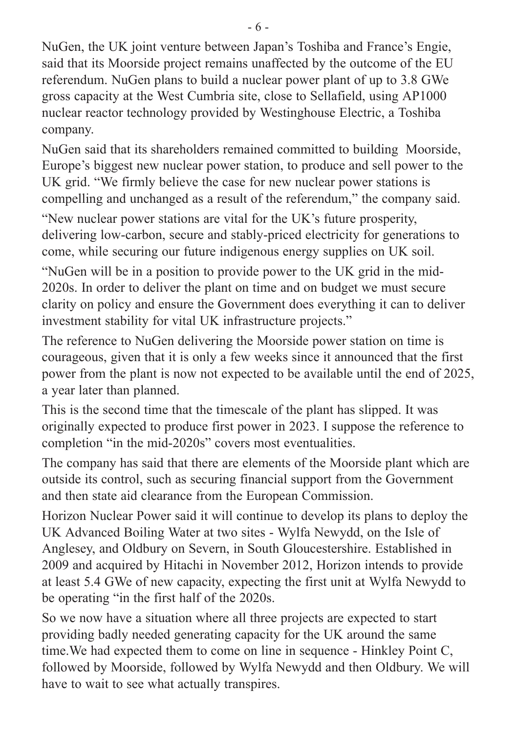NuGen, the UK joint venture between Japan's Toshiba and France's Engie, said that its Moorside project remains unaffected by the outcome of the EU referendum. NuGen plans to build a nuclear power plant of up to 3.8 GWe gross capacity at the West Cumbria site, close to Sellafield, using AP1000 nuclear reactor technology provided by Westinghouse Electric, a Toshiba company.

NuGen said that its shareholders remained committed to building Moorside, Europe's biggest new nuclear power station, to produce and sell power to the UK grid. "We firmly believe the case for new nuclear power stations is compelling and unchanged as a result of the referendum," the company said.

"New nuclear power stations are vital for the UK's future prosperity, delivering low-carbon, secure and stably-priced electricity for generations to come, while securing our future indigenous energy supplies on UK soil.

"NuGen will be in a position to provide power to the UK grid in the mid-2020s. In order to deliver the plant on time and on budget we must secure clarity on policy and ensure the Government does everything it can to deliver investment stability for vital UK infrastructure projects."

The reference to NuGen delivering the Moorside power station on time is courageous, given that it is only a few weeks since it announced that the first power from the plant is now not expected to be available until the end of 2025, a year later than planned.

This is the second time that the timescale of the plant has slipped. It was originally expected to produce first power in 2023. I suppose the reference to completion "in the mid-2020s" covers most eventualities.

The company has said that there are elements of the Moorside plant which are outside its control, such as securing financial support from the Government and then state aid clearance from the European Commission.

Horizon Nuclear Power said it will continue to develop its plans to deploy the UK Advanced Boiling Water at two sites - Wylfa Newydd, on the Isle of Anglesey, and Oldbury on Severn, in South Gloucestershire. Established in 2009 and acquired by Hitachi in November 2012, Horizon intends to provide at least 5.4 GWe of new capacity, expecting the first unit at Wylfa Newydd to be operating "in the first half of the 2020s.

So we now have a situation where all three projects are expected to start providing badly needed generating capacity for the UK around the same time.We had expected them to come on line in sequence - Hinkley Point C, followed by Moorside, followed by Wylfa Newydd and then Oldbury. We will have to wait to see what actually transpires.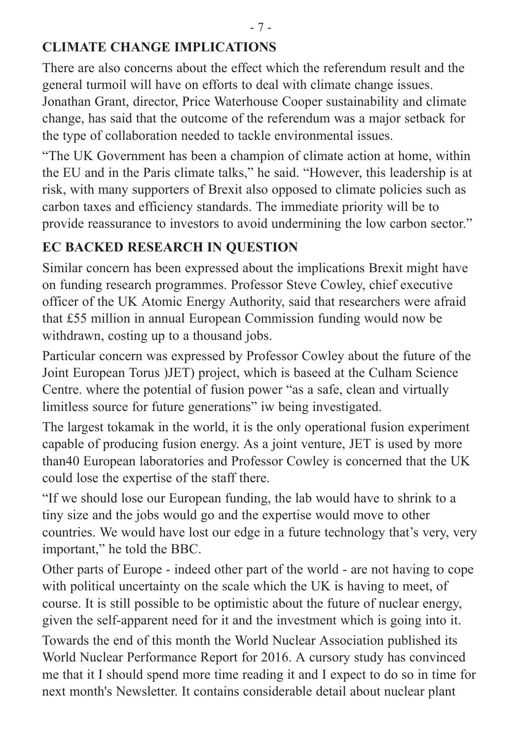## CLIMATE CHANGE IMPLICATIONS

There are also concerns about the effect which the referendum result and the general turmoil will have on efforts to deal with climate change issues. Jonathan Grant, director, Price Waterhouse Cooper sustainability and climate change, has said that the outcome of the referendum was a major setback for the type of collaboration needed to tackle environmental issues.

"The UK Government has been a champion of climate action at home, within the EU and in the Paris climate talks," he said. "However, this leadership is at risk, with many supporters of Brexit also opposed to climate policies such as carbon taxes and efficiency standards. The immediate priority will be to provide reassurance to investors to avoid undermining the low carbon sector."

## EC BACKED RESEARCH IN QUESTION

Similar concern has been expressed about the implications Brexit might have on funding research programmes. Professor Steve Cowley, chief executive officer of the UK Atomic Energy Authority, said that researchers were afraid that £55 million in annual European Commission funding would now be withdrawn, costing up to a thousand jobs.

Particular concern was expressed by Professor Cowley about the future of the Joint European Torus )JET) project, which is baseed at the Culham Science Centre. where the potential of fusion power "as a safe, clean and virtually limitless source for future generations" iw being investigated.

The largest tokamak in the world, it is the only operational fusion experiment capable of producing fusion energy. As a joint venture, JET is used by more than40 European laboratories and Professor Cowley is concerned that the UK could lose the expertise of the staff there.

"If we should lose our European funding, the lab would have to shrink to a tiny size and the jobs would go and the expertise would move to other countries. We would have lost our edge in a future technology that's very, very important," he told the BBC.

Other parts of Europe - indeed other part of the world - are not having to cope with political uncertainty on the scale which the UK is having to meet, of course. It is still possible to be optimistic about the future of nuclear energy, given the self-apparent need for it and the investment which is going into it.

Towards the end of this month the World Nuclear Association published its World Nuclear Performance Report for 2016. A cursory study has convinced me that it I should spend more time reading it and I expect to do so in time for next month's Newsletter. It contains considerable detail about nuclear plant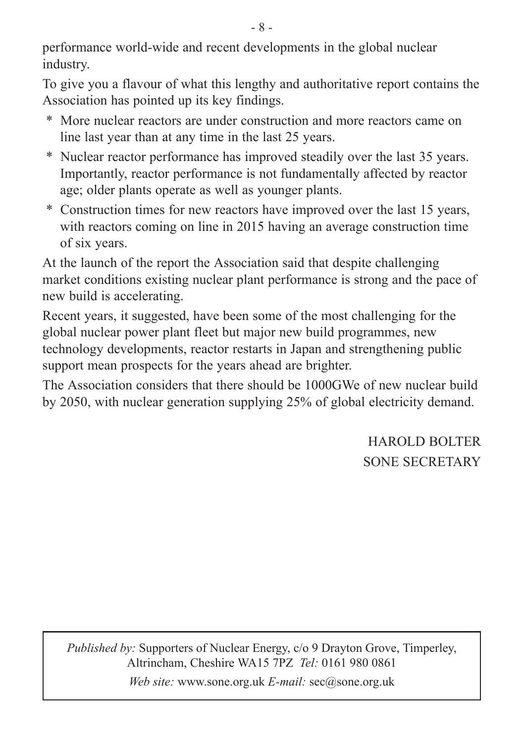performance world-wide and recent developments in the global nuclear industry.

To give you a flavour of what this lengthy and authoritative report contains the Association has pointed up its key findings.

* More nuclear reactors are under construction and more reactors came on line last year than at any time in the last 25 years.
* Nuclear reactor performance has improved steadily over the last 35 years. Importantly, reactor performance is not fundamentally affected by reactor age; older plants operate as well as younger plants.
* Construction times for new reactors have improved over the last 15 years, with reactors coming on line in 2015 having an average construction time of six years.

At the launch of the report the Association said that despite challenging market conditions existing nuclear plant performance is strong and the pace of new build is accelerating.

Recent years, it suggested, have been some of the most challenging for the global nuclear power plant fleet but major new build programmes, new technology developments, reactor restarts in Japan and strengthening public support mean prospects for the years ahead are brighter.

The Association considers that there should be 1000GWe of new nuclear build by 2050, with nuclear generation supplying 25% of global electricity demand.

HAROLD BOLTER
SONE SECRETARY

*Published by:* Supporters of Nuclear Energy, c/o 9 Drayton Grove, Timperley, Altrincham, Cheshire WA15 7PZ *Tel:* 0161 980 0861
*Web site:* www.sone.org.uk *E-mail:* sec@sone.org.uk